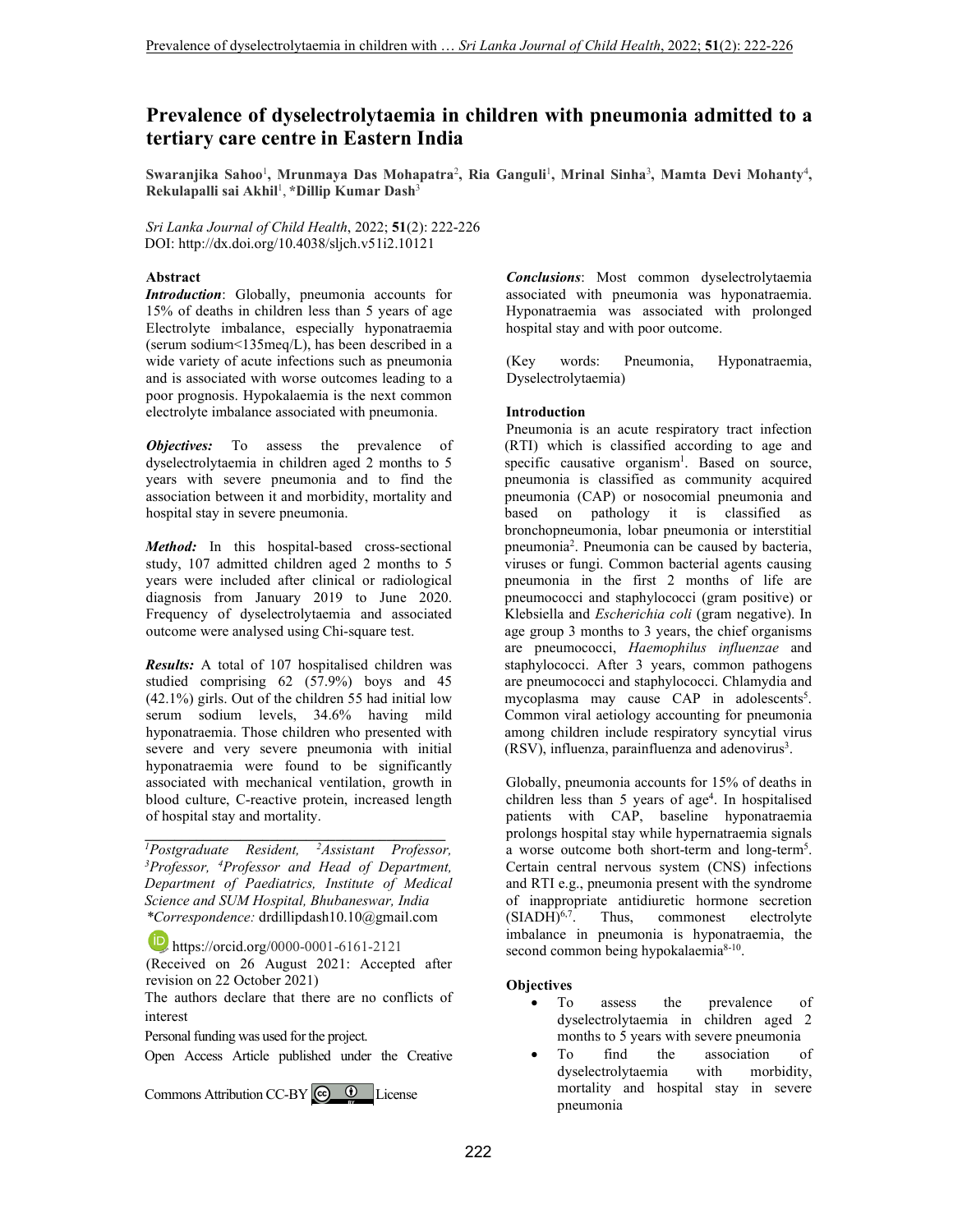# Prevalence of dyselectrolytaemia in children with pneumonia admitted to a tertiary care centre in Eastern India

**Swaranjika Sahoo**[1], **Mrunmaya Das Mohapatra**[2], **Ria Ganguli**[1], **Mrinal Sinha**[3], **Mamta Devi Mohanty**[4], **Rekulapalli sai Akhil**[1], **\*Dillip Kumar Dash**[3]

*Sri Lanka Journal of Child Health*, 2022; **51**(2): 222-226
DOI: http://dx.doi.org/10.4038/sljch.v51i2.10121

### Abstract

***Introduction***: Globally, pneumonia accounts for 15% of deaths in children less than 5 years of age Electrolyte imbalance, especially hyponatraemia (serum sodium<135meq/L), has been described in a wide variety of acute infections such as pneumonia and is associated with worse outcomes leading to a poor prognosis. Hypokalaemia is the next common electrolyte imbalance associated with pneumonia.

***Objectives:*** To assess the prevalence of dyselectrolytaemia in children aged 2 months to 5 years with severe pneumonia and to find the association between it and morbidity, mortality and hospital stay in severe pneumonia.

***Method:*** In this hospital-based cross-sectional study, 107 admitted children aged 2 months to 5 years were included after clinical or radiological diagnosis from January 2019 to June 2020. Frequency of dyselectrolytaemia and associated outcome were analysed using Chi-square test.

***Results:*** A total of 107 hospitalised children was studied comprising 62 (57.9%) boys and 45 (42.1%) girls. Out of the children 55 had initial low serum sodium levels, 34.6% having mild hyponatraemia. Those children who presented with severe and very severe pneumonia with initial hyponatraemia were found to be significantly associated with mechanical ventilation, growth in blood culture, C-reactive protein, increased length of hospital stay and mortality.

***Conclusions***: Most common dyselectrolytaemia associated with pneumonia was hyponatraemia. Hyponatraemia was associated with prolonged hospital stay and with poor outcome.

(Key words: Pneumonia, Hyponatraemia, Dyselectrolytaemia)

---

*[1]Postgraduate Resident, [2]Assistant Professor, [3]Professor, [4]Professor and Head of Department, Department of Paediatrics, Institute of Medical Science and SUM Hospital, Bhubaneswar, India*
*\*Correspondence:* drdillipdash10.10@gmail.com

https://orcid.org/0000-0001-6161-2121

(Received on 26 August 2021: Accepted after revision on 22 October 2021)

The authors declare that there are no conflicts of interest

Personal funding was used for the project.

Open Access Article published under the Creative Commons Attribution CC-BY License

### Introduction

Pneumonia is an acute respiratory tract infection (RTI) which is classified according to age and specific causative organism[1]. Based on source, pneumonia is classified as community acquired pneumonia (CAP) or nosocomial pneumonia and based on pathology it is classified as bronchopneumonia, lobar pneumonia or interstitial pneumonia[2]. Pneumonia can be caused by bacteria, viruses or fungi. Common bacterial agents causing pneumonia in the first 2 months of life are pneumococci and staphylococci (gram positive) or Klebsiella and *Escherichia coli* (gram negative). In age group 3 months to 3 years, the chief organisms are pneumococci, *Haemophilus influenzae* and staphylococci. After 3 years, common pathogens are pneumococci and staphylococci. Chlamydia and mycoplasma may cause CAP in adolescents[5]. Common viral aetiology accounting for pneumonia among children include respiratory syncytial virus (RSV), influenza, parainfluenza and adenovirus[3].

Globally, pneumonia accounts for 15% of deaths in children less than 5 years of age[4]. In hospitalised patients with CAP, baseline hyponatraemia prolongs hospital stay while hypernatraemia signals a worse outcome both short-term and long-term[5]. Certain central nervous system (CNS) infections and RTI e.g., pneumonia present with the syndrome of inappropriate antidiuretic hormone secretion (SIADH)[6,7]. Thus, commonest electrolyte imbalance in pneumonia is hyponatraemia, the second common being hypokalaemia[8-10].

### Objectives

- To assess the prevalence of dyselectrolytaemia in children aged 2 months to 5 years with severe pneumonia
- To find the association of dyselectrolytaemia with morbidity, mortality and hospital stay in severe pneumonia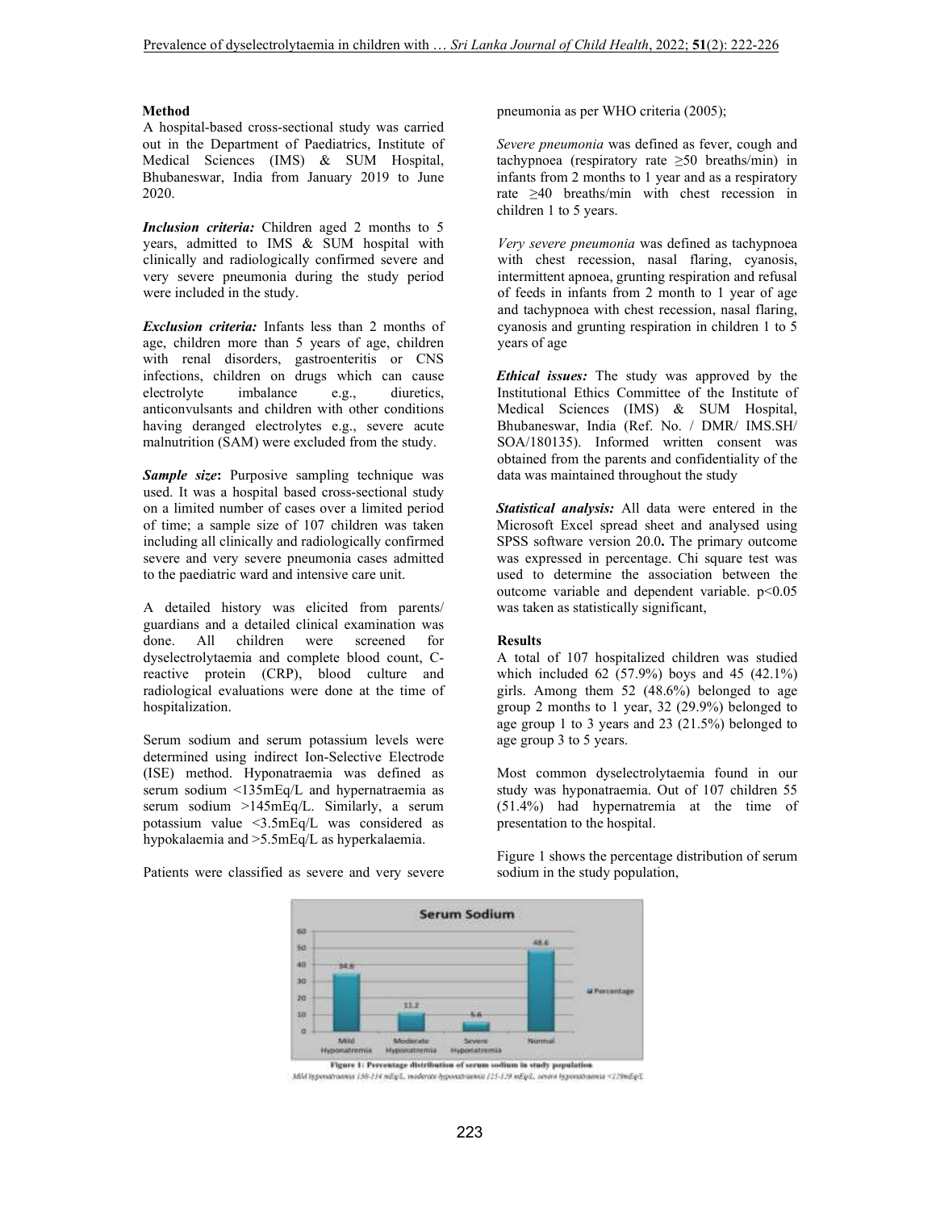## Method

A hospital-based cross-sectional study was carried out in the Department of Paediatrics, Institute of Medical Sciences (IMS) & SUM Hospital, Bhubaneswar, India from January 2019 to June 2020.

***Inclusion criteria:*** Children aged 2 months to 5 years, admitted to IMS & SUM hospital with clinically and radiologically confirmed severe and very severe pneumonia during the study period were included in the study.

***Exclusion criteria:*** Infants less than 2 months of age, children more than 5 years of age, children with renal disorders, gastroenteritis or CNS infections, children on drugs which can cause electrolyte imbalance e.g., diuretics, anticonvulsants and children with other conditions having deranged electrolytes e.g., severe acute malnutrition (SAM) were excluded from the study.

***Sample size*:** Purposive sampling technique was used. It was a hospital based cross-sectional study on a limited number of cases over a limited period of time; a sample size of 107 children was taken including all clinically and radiologically confirmed severe and very severe pneumonia cases admitted to the paediatric ward and intensive care unit.

A detailed history was elicited from parents/ guardians and a detailed clinical examination was done. All children were screened for dyselectrolytaemia and complete blood count, C-reactive protein (CRP), blood culture and radiological evaluations were done at the time of hospitalization.

Serum sodium and serum potassium levels were determined using indirect Ion-Selective Electrode (ISE) method. Hyponatraemia was defined as serum sodium <135mEq/L and hypernatraemia as serum sodium >145mEq/L. Similarly, a serum potassium value <3.5mEq/L was considered as hypokalaemia and >5.5mEq/L as hyperkalaemia.

Patients were classified as severe and very severe pneumonia as per WHO criteria (2005);

*Severe pneumonia* was defined as fever, cough and tachypnoea (respiratory rate ≥50 breaths/min) in infants from 2 months to 1 year and as a respiratory rate ≥40 breaths/min with chest recession in children 1 to 5 years.

*Very severe pneumonia* was defined as tachypnoea with chest recession, nasal flaring, cyanosis, intermittent apnoea, grunting respiration and refusal of feeds in infants from 2 month to 1 year of age and tachypnoea with chest recession, nasal flaring, cyanosis and grunting respiration in children 1 to 5 years of age

***Ethical issues:*** The study was approved by the Institutional Ethics Committee of the Institute of Medical Sciences (IMS) & SUM Hospital, Bhubaneswar, India (Ref. No. / DMR/ IMS.SH/ SOA/180135). Informed written consent was obtained from the parents and confidentiality of the data was maintained throughout the study

***Statistical analysis:*** All data were entered in the Microsoft Excel spread sheet and analysed using SPSS software version 20.0**.** The primary outcome was expressed in percentage. Chi square test was used to determine the association between the outcome variable and dependent variable. $p<0.05$ was taken as statistically significant,

## Results

A total of 107 hospitalized children was studied which included 62 (57.9%) boys and 45 (42.1%) girls. Among them 52 (48.6%) belonged to age group 2 months to 1 year, 32 (29.9%) belonged to age group 1 to 3 years and 23 (21.5%) belonged to age group 3 to 5 years.

Most common dyselectrolytaemia found in our study was hyponatraemia. Out of 107 children 55 (51.4%) had hypernatremia at the time of presentation to the hospital.

Figure 1 shows the percentage distribution of serum sodium in the study population,

**Figure 1: Percentage distribution of serum sodium in study population**

Mild hyponatraemia 130-134 mEq/L, moderate hyponatraemia 125-129 mEq/L, severe hyponatraemia <125mEq/L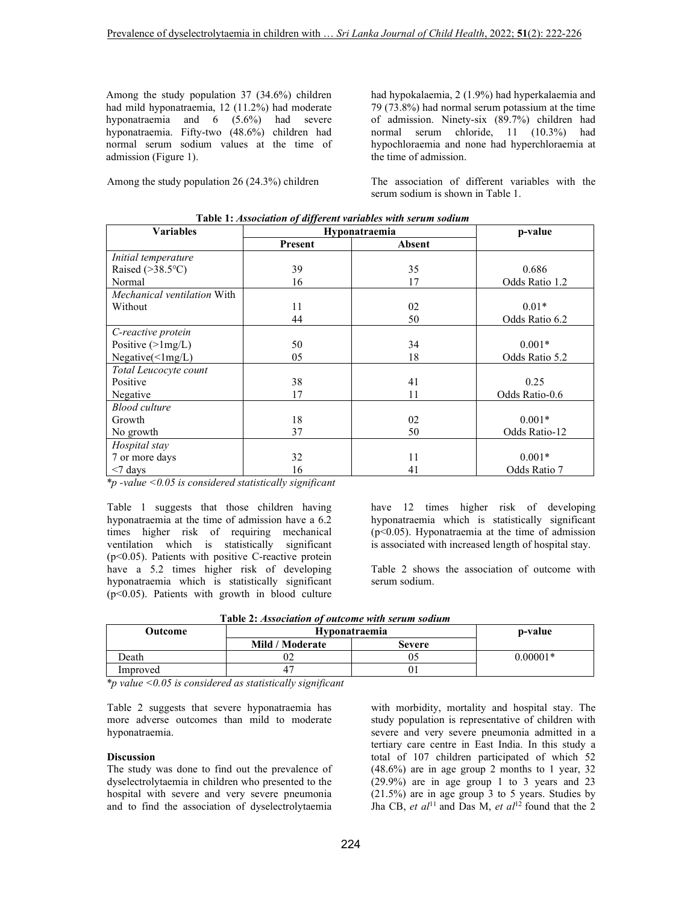Among the study population 37 (34.6%) children had mild hyponatraemia, 12 (11.2%) had moderate hyponatraemia and 6 (5.6%) had severe hyponatraemia. Fifty-two (48.6%) children had normal serum sodium values at the time of admission (Figure 1).

Among the study population 26 (24.3%) children had hypokalaemia, 2 (1.9%) had hyperkalaemia and 79 (73.8%) had normal serum potassium at the time of admission. Ninety-six (89.7%) children had normal serum chloride, 11 (10.3%) had hypochloraemia and none had hyperchloraemia at the time of admission.

The association of different variables with the serum sodium is shown in Table 1.

**Table 1:** ***Association of different variables with serum sodium***

| Variables | Hyponatraemia | | p-value |
|---|---|---|---|
| | Present | Absent | |
| *Initial temperature* | | | |
| Raised (>38.5°C) | 39 | 35 | 0.686 |
| Normal | 16 | 17 | Odds Ratio 1.2 |
| *Mechanical ventilation* With | 11 | 02 | 0.01* |
| Without | 44 | 50 | Odds Ratio 6.2 |
| *C-reactive protein* | | | |
| Positive (>1mg/L) | 50 | 34 | 0.001* |
| Negative(<1mg/L) | 05 | 18 | Odds Ratio 5.2 |
| *Total Leucocyte count* | | | |
| Positive | 38 | 41 | 0.25 |
| Negative | 17 | 11 | Odds Ratio-0.6 |
| *Blood culture* | | | |
| Growth | 18 | 02 | 0.001* |
| No growth | 37 | 50 | Odds Ratio-12 |
| *Hospital stay* | | | |
| 7 or more days | 32 | 11 | 0.001* |
| <7 days | 16 | 41 | Odds Ratio 7 |

**p -value <0.05 is considered statistically significant*

Table 1 suggests that those children having hyponatraemia at the time of admission have a 6.2 times higher risk of requiring mechanical ventilation which is statistically significant ($p<0.05$). Patients with positive C-reactive protein have a 5.2 times higher risk of developing hyponatraemia which is statistically significant ($p<0.05$). Patients with growth in blood culture have 12 times higher risk of developing hyponatraemia which is statistically significant ($p<0.05$). Hyponatraemia at the time of admission is associated with increased length of hospital stay.

Table 2 shows the association of outcome with serum sodium.

**Table 2:** ***Association of outcome with serum sodium***

| Outcome | Hyponatraemia | | p-value |
|---|---|---|---|
| | Mild / Moderate | Severe | |
| Death | 02 | 05 | 0.00001* |
| Improved | 47 | 01 | |

**p value <0.05 is considered as statistically significant*

Table 2 suggests that severe hyponatraemia has more adverse outcomes than mild to moderate hyponatraemia.

**Discussion**

The study was done to find out the prevalence of dyselectrolytaemia in children who presented to the hospital with severe and very severe pneumonia and to find the association of dyselectrolytaemia with morbidity, mortality and hospital stay. The study population is representative of children with severe and very severe pneumonia admitted in a tertiary care centre in East India. In this study a total of 107 children participated of which 52 (48.6%) are in age group 2 months to 1 year, 32 (29.9%) are in age group 1 to 3 years and 23 (21.5%) are in age group 3 to 5 years. Studies by Jha CB, *et al*[11] and Das M, *et al*[12] found that the 2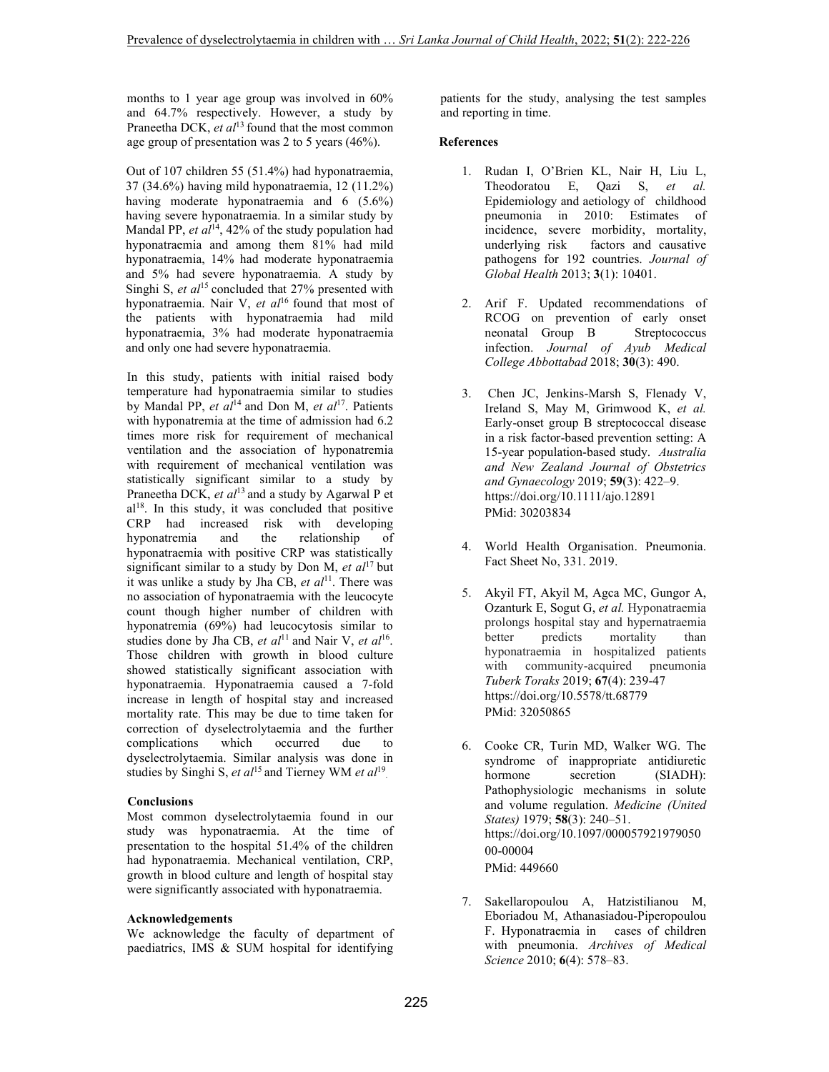months to 1 year age group was involved in 60% and 64.7% respectively. However, a study by Praneetha DCK, *et al*[13] found that the most common age group of presentation was 2 to 5 years (46%).

Out of 107 children 55 (51.4%) had hyponatraemia, 37 (34.6%) having mild hyponatraemia, 12 (11.2%) having moderate hyponatraemia and 6 (5.6%) having severe hyponatraemia. In a similar study by Mandal PP, *et al*[14], 42% of the study population had hyponatraemia and among them 81% had mild hyponatraemia, 14% had moderate hyponatraemia and 5% had severe hyponatraemia. A study by Singhi S, *et al*[15] concluded that 27% presented with hyponatraemia. Nair V, *et al*[16] found that most of the patients with hyponatraemia had mild hyponatraemia, 3% had moderate hyponatraemia and only one had severe hyponatraemia.

In this study, patients with initial raised body temperature had hyponatraemia similar to studies by Mandal PP, *et al*[14] and Don M, *et al*[17]. Patients with hyponatremia at the time of admission had 6.2 times more risk for requirement of mechanical ventilation and the association of hyponatremia with requirement of mechanical ventilation was statistically significant similar to a study by Praneetha DCK, *et al*[13] and a study by Agarwal P et al[18]. In this study, it was concluded that positive CRP had increased risk with developing hyponatremia and the relationship of hyponatraemia with positive CRP was statistically significant similar to a study by Don M, *et al*[17] but it was unlike a study by Jha CB, *et al*[11]. There was no association of hyponatraemia with the leucocyte count though higher number of children with hyponatremia (69%) had leucocytosis similar to studies done by Jha CB, *et al*[11] and Nair V, *et al*[16]. Those children with growth in blood culture showed statistically significant association with hyponatraemia. Hyponatraemia caused a 7-fold increase in length of hospital stay and increased mortality rate. This may be due to time taken for correction of dyselectrolytaemia and the further complications which occurred due to dyselectrolytaemia. Similar analysis was done in studies by Singhi S, *et al*[15] and Tierney WM *et al*[19].

## Conclusions

Most common dyselectrolytaemia found in our study was hyponatraemia. At the time of presentation to the hospital 51.4% of the children had hyponatraemia. Mechanical ventilation, CRP, growth in blood culture and length of hospital stay were significantly associated with hyponatraemia.

## Acknowledgements

We acknowledge the faculty of department of paediatrics, IMS & SUM hospital for identifying patients for the study, analysing the test samples and reporting in time.

## References

1. Rudan I, O'Brien KL, Nair H, Liu L, Theodoratou E, Qazi S, *et al.* Epidemiology and aetiology of childhood pneumonia in 2010: Estimates of incidence, severe morbidity, mortality, underlying risk factors and causative pathogens for 192 countries. *Journal of Global Health* 2013; **3**(1): 10401.

2. Arif F. Updated recommendations of RCOG on prevention of early onset neonatal Group B Streptococcus infection. *Journal of Ayub Medical College Abbottabad* 2018; **30**(3): 490.

3. Chen JC, Jenkins-Marsh S, Flenady V, Ireland S, May M, Grimwood K, *et al.* Early-onset group B streptococcal disease in a risk factor-based prevention setting: A 15-year population-based study. *Australia and New Zealand Journal of Obstetrics and Gynaecology* 2019; **59**(3): 422–9. https://doi.org/10.1111/ajo.12891 PMid: 30203834

4. World Health Organisation. Pneumonia. Fact Sheet No, 331. 2019.

5. Akyil FT, Akyil M, Agca MC, Gungor A, Ozanturk E, Sogut G, *et al.* Hyponatraemia prolongs hospital stay and hypernatraemia better predicts mortality than hyponatraemia in hospitalized patients with community-acquired pneumonia *Tuberk Toraks* 2019; **67**(4): 239-47 https://doi.org/10.5578/tt.68779 PMid: 32050865

6. Cooke CR, Turin MD, Walker WG. The syndrome of inappropriate antidiuretic hormone secretion (SIADH): Pathophysiologic mechanisms in solute and volume regulation. *Medicine (United States)* 1979; **58**(3): 240–51. https://doi.org/10.1097/00005792197905000-00004 PMid: 449660

7. Sakellaropoulou A, Hatzistilianou M, Eboriadou M, Athanasiadou-Piperopoulou F. Hyponatraemia in cases of children with pneumonia. *Archives of Medical Science* 2010; **6**(4): 578–83.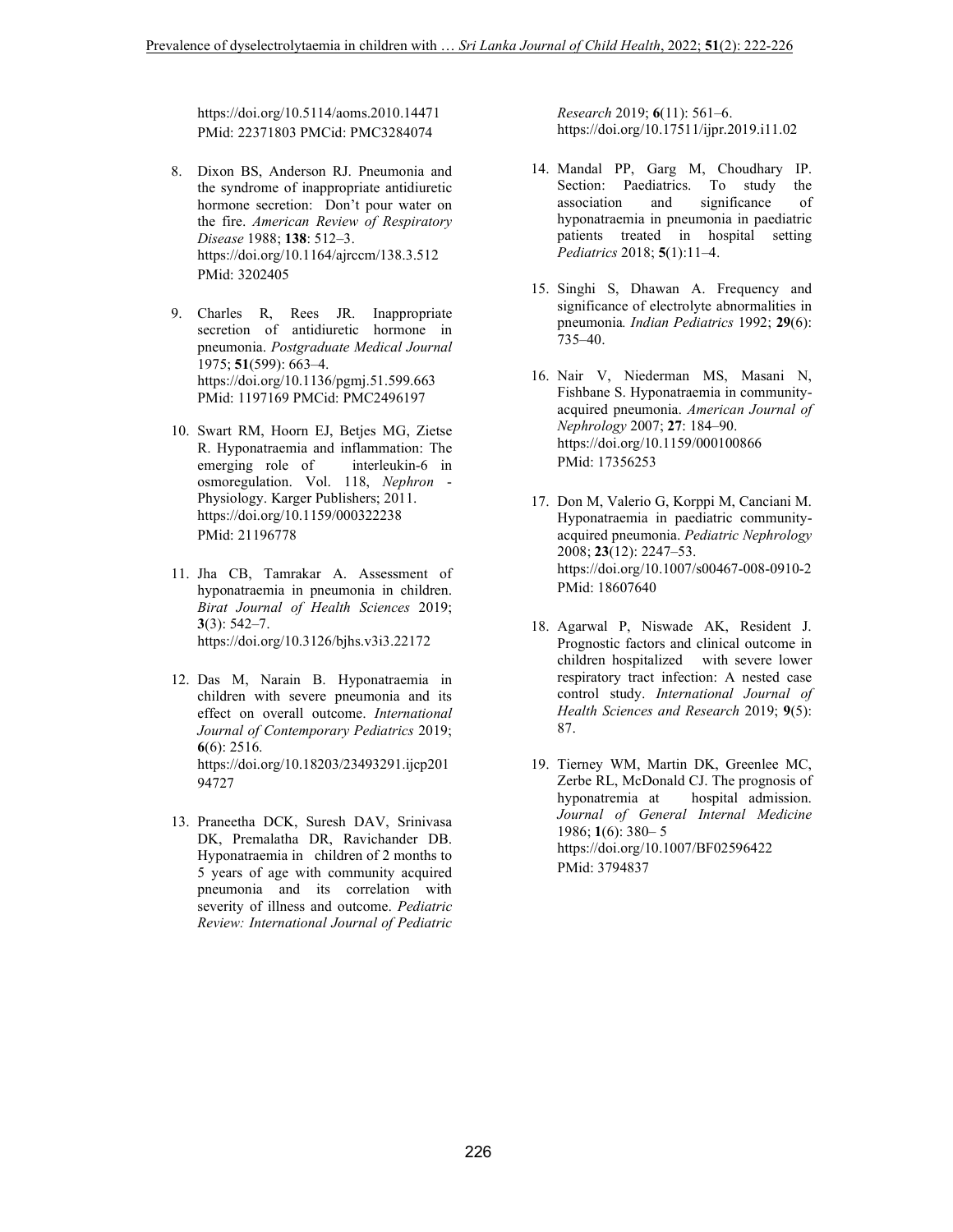https://doi.org/10.5114/aoms.2010.14471 PMid: 22371803 PMCid: PMC3284074

8. Dixon BS, Anderson RJ. Pneumonia and the syndrome of inappropriate antidiuretic hormone secretion: Don't pour water on the fire. *American Review of Respiratory Disease* 1988; **138**: 512–3. https://doi.org/10.1164/ajrccm/138.3.512 PMid: 3202405

9. Charles R, Rees JR. Inappropriate secretion of antidiuretic hormone in pneumonia. *Postgraduate Medical Journal* 1975; **51**(599): 663–4. https://doi.org/10.1136/pgmj.51.599.663 PMid: 1197169 PMCid: PMC2496197

10. Swart RM, Hoorn EJ, Betjes MG, Zietse R. Hyponatraemia and inflammation: The emerging role of interleukin-6 in osmoregulation. Vol. 118, *Nephron* - Physiology. Karger Publishers; 2011. https://doi.org/10.1159/000322238 PMid: 21196778

11. Jha CB, Tamrakar A. Assessment of hyponatraemia in pneumonia in children. *Birat Journal of Health Sciences* 2019; **3**(3): 542–7. https://doi.org/10.3126/bjhs.v3i3.22172

12. Das M, Narain B. Hyponatraemia in children with severe pneumonia and its effect on overall outcome. *International Journal of Contemporary Pediatrics* 2019; **6**(6): 2516. https://doi.org/10.18203/23493291.ijcp20194727

13. Praneetha DCK, Suresh DAV, Srinivasa DK, Premalatha DR, Ravichander DB. Hyponatraemia in children of 2 months to 5 years of age with community acquired pneumonia and its correlation with severity of illness and outcome. *Pediatric Review: International Journal of Pediatric Research* 2019; **6**(11): 561–6. https://doi.org/10.17511/ijpr.2019.i11.02

14. Mandal PP, Garg M, Choudhary IP. Section: Paediatrics. To study the association and significance of hyponatraemia in pneumonia in paediatric patients treated in hospital setting *Pediatrics* 2018; **5**(1):11–4.

15. Singhi S, Dhawan A. Frequency and significance of electrolyte abnormalities in pneumonia*. Indian Pediatrics* 1992; **29**(6): 735–40.

16. Nair V, Niederman MS, Masani N, Fishbane S. Hyponatraemia in community-acquired pneumonia. *American Journal of Nephrology* 2007; **27**: 184–90. https://doi.org/10.1159/000100866 PMid: 17356253

17. Don M, Valerio G, Korppi M, Canciani M. Hyponatraemia in paediatric community-acquired pneumonia. *Pediatric Nephrology* 2008; **23**(12): 2247–53. https://doi.org/10.1007/s00467-008-0910-2 PMid: 18607640

18. Agarwal P, Niswade AK, Resident J. Prognostic factors and clinical outcome in children hospitalized with severe lower respiratory tract infection: A nested case control study. *International Journal of Health Sciences and Research* 2019; **9**(5): 87.

19. Tierney WM, Martin DK, Greenlee MC, Zerbe RL, McDonald CJ. The prognosis of hyponatremia at hospital admission. *Journal of General Internal Medicine* 1986; **1**(6): 380– 5 https://doi.org/10.1007/BF02596422 PMid: 3794837